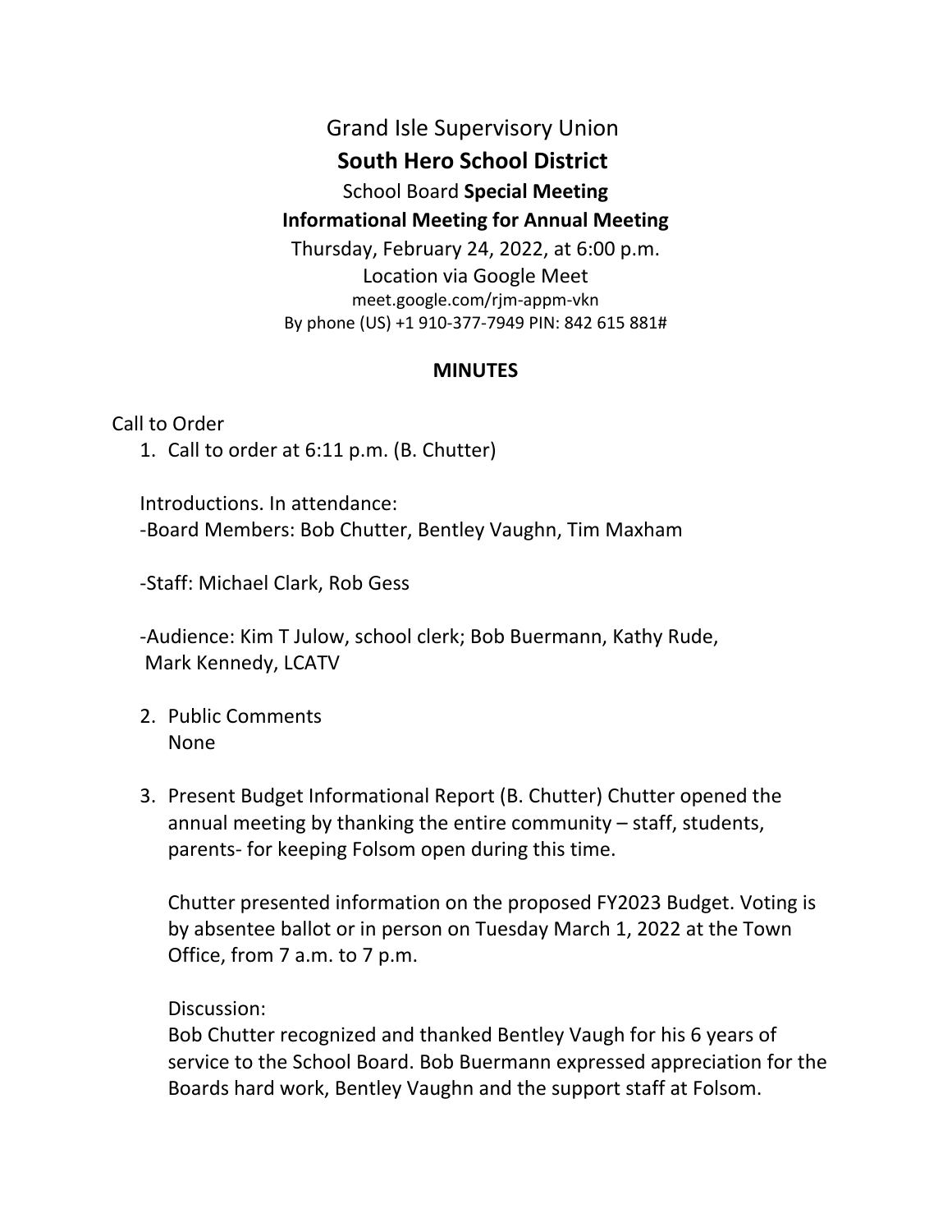Grand Isle Supervisory Union

# South Hero School District

School Board **Special Meeting**

**Informational Meeting for Annual Meeting**

Thursday, February 24, 2022, at 6:00 p.m.

Location via Google Meet

meet.google.com/rjm-appm-vkn

By phone (US) +1 910-377-7949 PIN: 842 615 881#

## MINUTES

Call to Order

1. Call to order at 6:11 p.m. (B. Chutter)

   Introductions. In attendance:
   -Board Members: Bob Chutter, Bentley Vaughn, Tim Maxham

   -Staff: Michael Clark, Rob Gess

   -Audience: Kim T Julow, school clerk; Bob Buermann, Kathy Rude, Mark Kennedy, LCATV

2. Public Comments
   None

3. Present Budget Informational Report (B. Chutter) Chutter opened the annual meeting by thanking the entire community – staff, students, parents- for keeping Folsom open during this time.

   Chutter presented information on the proposed FY2023 Budget. Voting is by absentee ballot or in person on Tuesday March 1, 2022 at the Town Office, from 7 a.m. to 7 p.m.

   Discussion:
   Bob Chutter recognized and thanked Bentley Vaugh for his 6 years of service to the School Board. Bob Buermann expressed appreciation for the Boards hard work, Bentley Vaughn and the support staff at Folsom.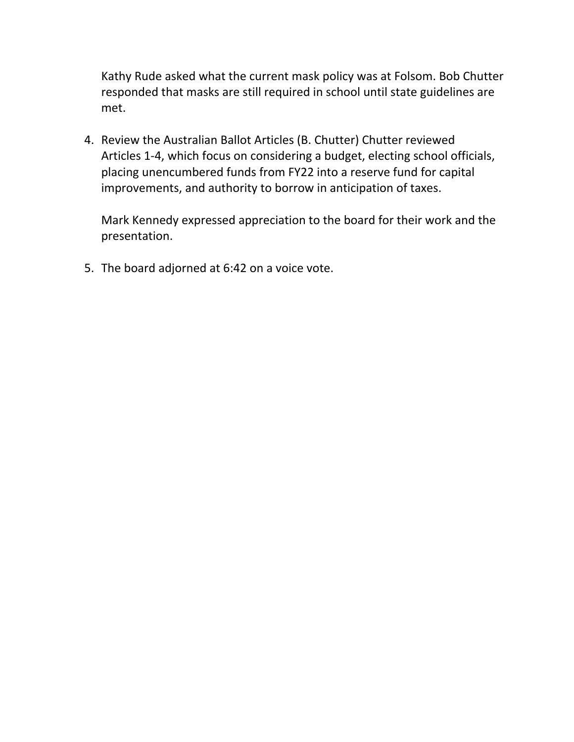Kathy Rude asked what the current mask policy was at Folsom. Bob Chutter responded that masks are still required in school until state guidelines are met.

4. Review the Australian Ballot Articles (B. Chutter) Chutter reviewed Articles 1-4, which focus on considering a budget, electing school officials, placing unencumbered funds from FY22 into a reserve fund for capital improvements, and authority to borrow in anticipation of taxes.

   Mark Kennedy expressed appreciation to the board for their work and the presentation.

5. The board adjorned at 6:42 on a voice vote.